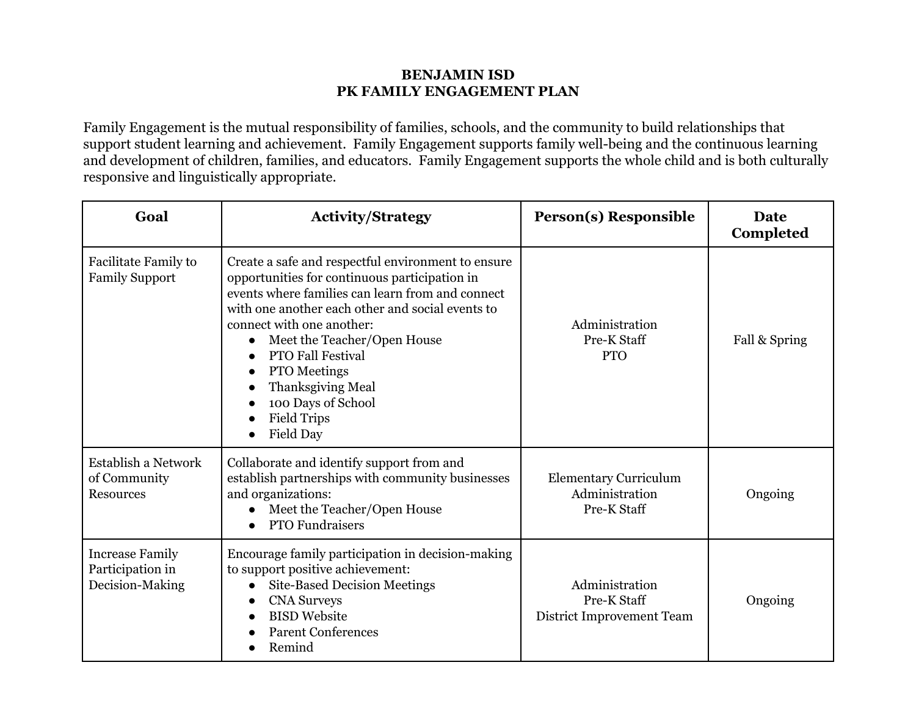# BENJAMIN ISD
## PK FAMILY ENGAGEMENT PLAN

Family Engagement is the mutual responsibility of families, schools, and the community to build relationships that support student learning and achievement. Family Engagement supports family well-being and the continuous learning and development of children, families, and educators. Family Engagement supports the whole child and is both culturally responsive and linguistically appropriate.

| Goal | Activity/Strategy | Person(s) Responsible | Date Completed |
|---|---|---|---|
| Facilitate Family to Family Support | Create a safe and respectful environment to ensure opportunities for continuous participation in events where families can learn from and connect with one another each other and social events to connect with one another:<br>• Meet the Teacher/Open House<br>• PTO Fall Festival<br>• PTO Meetings<br>• Thanksgiving Meal<br>• 100 Days of School<br>• Field Trips<br>• Field Day | Administration<br>Pre-K Staff<br>PTO | Fall & Spring |
| Establish a Network of Community Resources | Collaborate and identify support from and establish partnerships with community businesses and organizations:<br>• Meet the Teacher/Open House<br>• PTO Fundraisers | Elementary Curriculum<br>Administration<br>Pre-K Staff | Ongoing |
| Increase Family Participation in Decision-Making | Encourage family participation in decision-making to support positive achievement:<br>• Site-Based Decision Meetings<br>• CNA Surveys<br>• BISD Website<br>• Parent Conferences<br>• Remind | Administration<br>Pre-K Staff<br>District Improvement Team | Ongoing |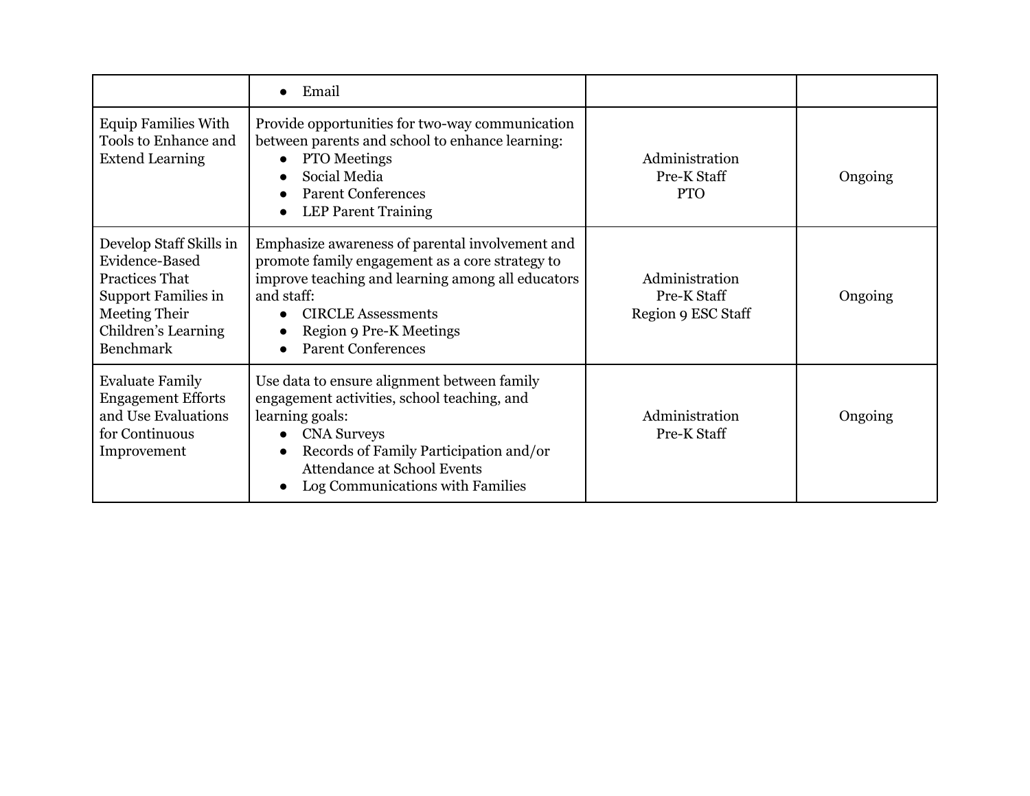| | | | |
|---|---|---|---|
| | • Email | | |
| Equip Families With Tools to Enhance and Extend Learning | Provide opportunities for two-way communication between parents and school to enhance learning:<br>• PTO Meetings<br>• Social Media<br>• Parent Conferences<br>• LEP Parent Training | Administration<br>Pre-K Staff<br>PTO | Ongoing |
| Develop Staff Skills in Evidence-Based Practices That Support Families in Meeting Their Children's Learning Benchmark | Emphasize awareness of parental involvement and promote family engagement as a core strategy to improve teaching and learning among all educators and staff:<br>• CIRCLE Assessments<br>• Region 9 Pre-K Meetings<br>• Parent Conferences | Administration<br>Pre-K Staff<br>Region 9 ESC Staff | Ongoing |
| Evaluate Family Engagement Efforts and Use Evaluations for Continuous Improvement | Use data to ensure alignment between family engagement activities, school teaching, and learning goals:<br>• CNA Surveys<br>• Records of Family Participation and/or Attendance at School Events<br>• Log Communications with Families | Administration<br>Pre-K Staff | Ongoing |